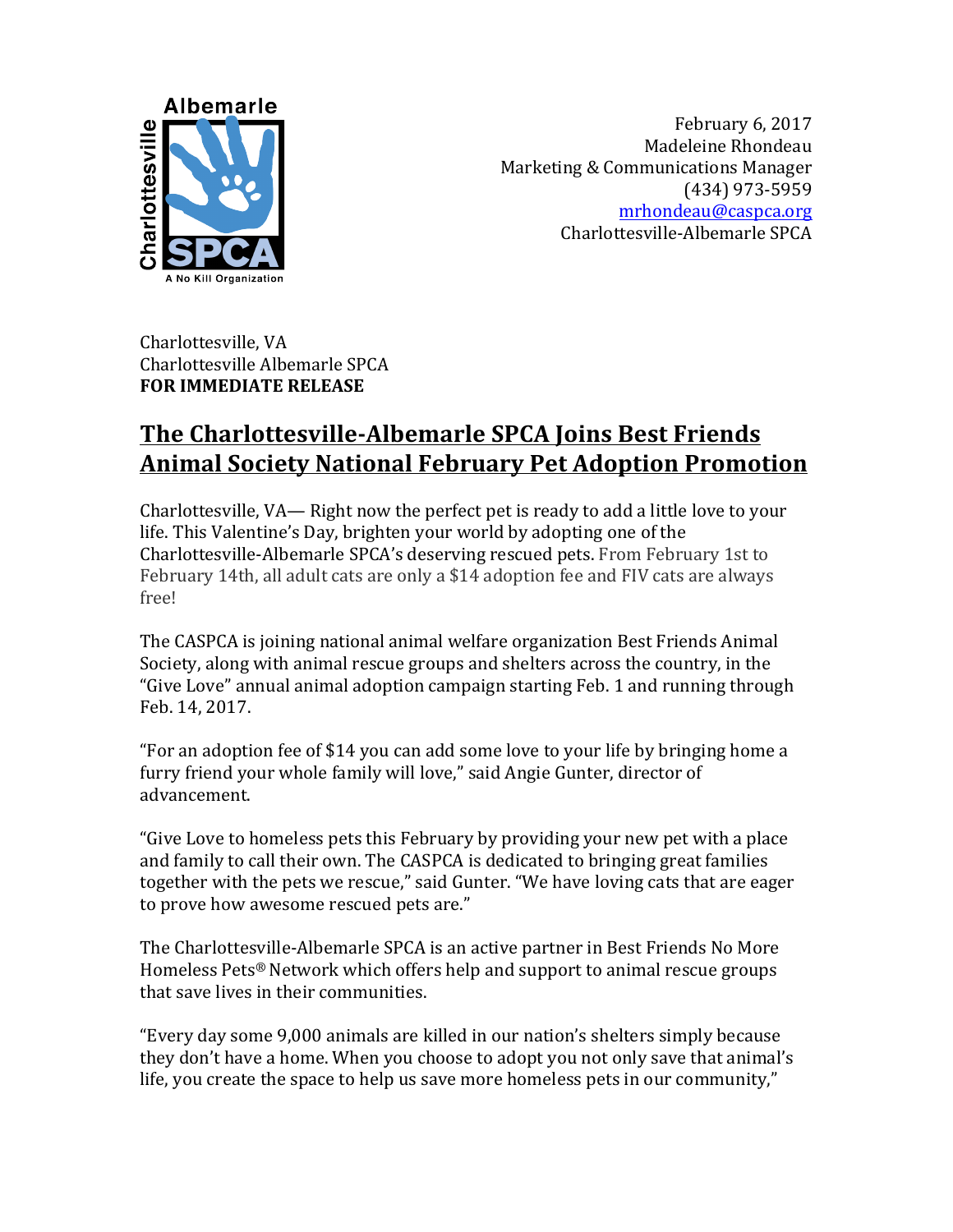February 6, 2017
Madeleine Rhondeau
Marketing & Communications Manager
(434) 973-5959
mrhondeau@caspca.org
Charlottesville-Albemarle SPCA

Charlottesville, VA
Charlottesville Albemarle SPCA
**FOR IMMEDIATE RELEASE**

# The Charlottesville-Albemarle SPCA Joins Best Friends Animal Society National February Pet Adoption Promotion

Charlottesville, VA— Right now the perfect pet is ready to add a little love to your life. This Valentine's Day, brighten your world by adopting one of the Charlottesville-Albemarle SPCA's deserving rescued pets. From February 1st to February 14th, all adult cats are only a $14 adoption fee and FIV cats are always free!

The CASPCA is joining national animal welfare organization Best Friends Animal Society, along with animal rescue groups and shelters across the country, in the "Give Love" annual animal adoption campaign starting Feb. 1 and running through Feb. 14, 2017.

"For an adoption fee of $14 you can add some love to your life by bringing home a furry friend your whole family will love," said Angie Gunter, director of advancement.

"Give Love to homeless pets this February by providing your new pet with a place and family to call their own. The CASPCA is dedicated to bringing great families together with the pets we rescue," said Gunter. "We have loving cats that are eager to prove how awesome rescued pets are."

The Charlottesville-Albemarle SPCA is an active partner in Best Friends No More Homeless Pets® Network which offers help and support to animal rescue groups that save lives in their communities.

"Every day some 9,000 animals are killed in our nation's shelters simply because they don't have a home. When you choose to adopt you not only save that animal's life, you create the space to help us save more homeless pets in our community,"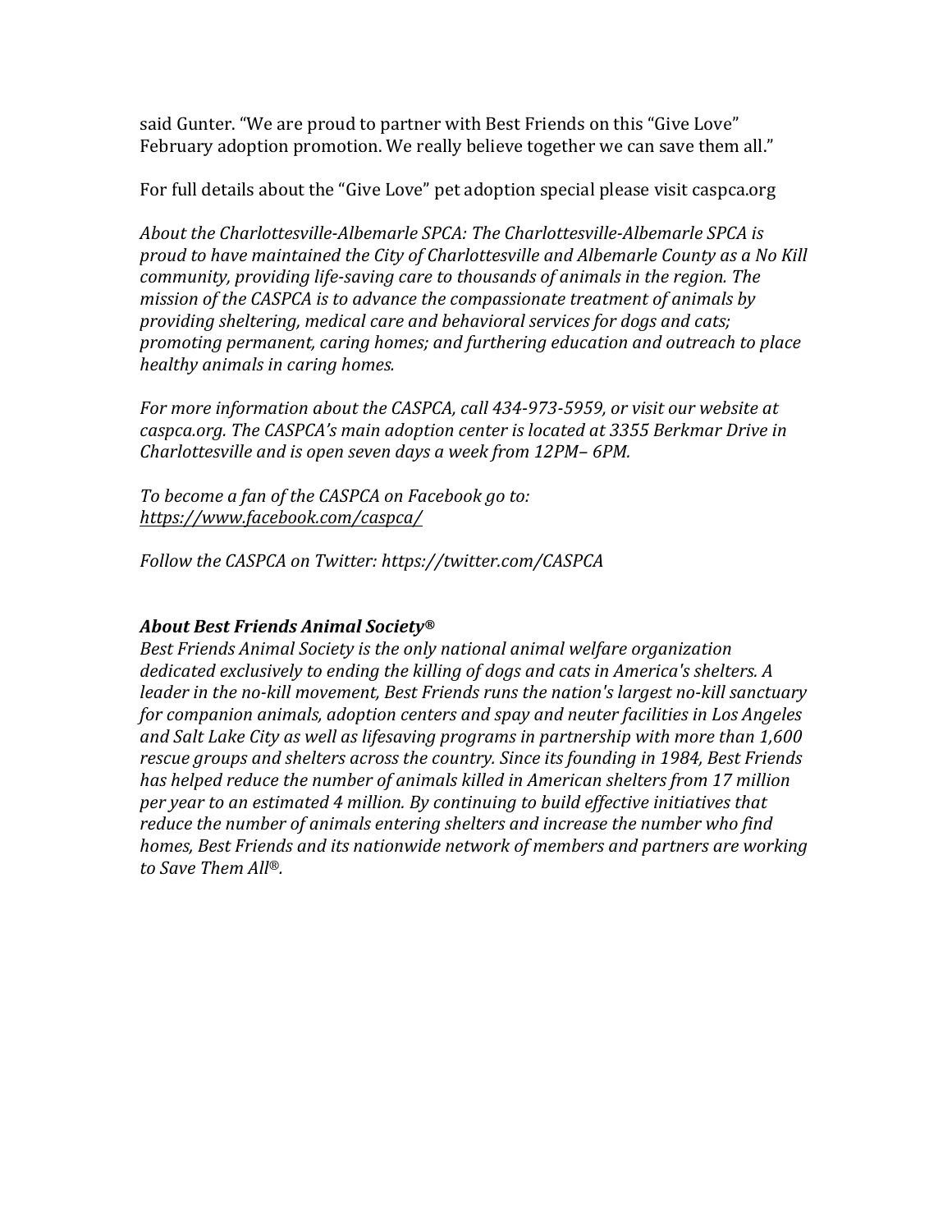said Gunter. “We are proud to partner with Best Friends on this “Give Love” February adoption promotion. We really believe together we can save them all.”

For full details about the “Give Love” pet adoption special please visit caspca.org

*About the Charlottesville-Albemarle SPCA: The Charlottesville-Albemarle SPCA is proud to have maintained the City of Charlottesville and Albemarle County as a No Kill community, providing life-saving care to thousands of animals in the region. The mission of the CASPCA is to advance the compassionate treatment of animals by providing sheltering, medical care and behavioral services for dogs and cats; promoting permanent, caring homes; and furthering education and outreach to place healthy animals in caring homes.*

*For more information about the CASPCA, call 434-973-5959, or visit our website at caspca.org. The CASPCA's main adoption center is located at 3355 Berkmar Drive in Charlottesville and is open seven days a week from 12PM– 6PM.*

*To become a fan of the CASPCA on Facebook go to:*
*https://www.facebook.com/caspca/*

*Follow the CASPCA on Twitter: https://twitter.com/CASPCA*

***About Best Friends Animal Society®***
*Best Friends Animal Society is the only national animal welfare organization dedicated exclusively to ending the killing of dogs and cats in America's shelters. A leader in the no-kill movement, Best Friends runs the nation's largest no-kill sanctuary for companion animals, adoption centers and spay and neuter facilities in Los Angeles and Salt Lake City as well as lifesaving programs in partnership with more than 1,600 rescue groups and shelters across the country. Since its founding in 1984, Best Friends has helped reduce the number of animals killed in American shelters from 17 million per year to an estimated 4 million. By continuing to build effective initiatives that reduce the number of animals entering shelters and increase the number who find homes, Best Friends and its nationwide network of members and partners are working to Save Them All®.*